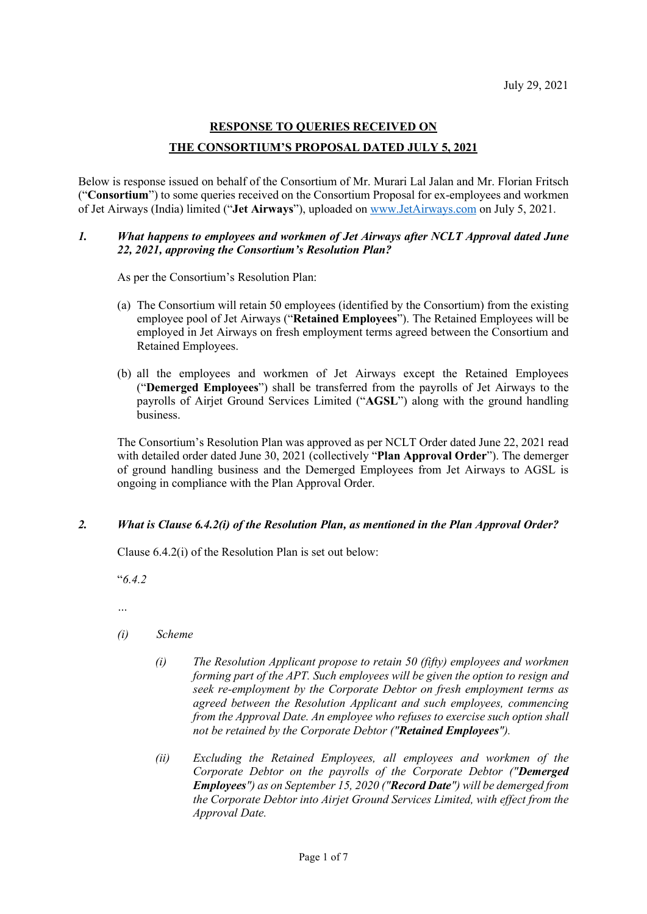July 29, 2021

**RESPONSE TO QUERIES RECEIVED ON**

**THE CONSORTIUM'S PROPOSAL DATED JULY 5, 2021**

Below is response issued on behalf of the Consortium of Mr. Murari Lal Jalan and Mr. Florian Fritsch ("**Consortium**") to some queries received on the Consortium Proposal for ex-employees and workmen of Jet Airways (India) limited ("**Jet Airways**"), uploaded on [www.JetAirways.com](http://www.JetAirways.com) on July 5, 2021.

***1. What happens to employees and workmen of Jet Airways after NCLT Approval dated June 22, 2021, approving the Consortium's Resolution Plan?***

As per the Consortium's Resolution Plan:

(a) The Consortium will retain 50 employees (identified by the Consortium) from the existing employee pool of Jet Airways ("**Retained Employees**"). The Retained Employees will be employed in Jet Airways on fresh employment terms agreed between the Consortium and Retained Employees.

(b) all the employees and workmen of Jet Airways except the Retained Employees ("**Demerged Employees**") shall be transferred from the payrolls of Jet Airways to the payrolls of Airjet Ground Services Limited ("**AGSL**") along with the ground handling business.

The Consortium's Resolution Plan was approved as per NCLT Order dated June 22, 2021 read with detailed order dated June 30, 2021 (collectively "**Plan Approval Order**"). The demerger of ground handling business and the Demerged Employees from Jet Airways to AGSL is ongoing in compliance with the Plan Approval Order.

***2. What is Clause 6.4.2(i) of the Resolution Plan, as mentioned in the Plan Approval Order?***

Clause 6.4.2(i) of the Resolution Plan is set out below:

"*6.4.2*

*…*

*(i) Scheme*

*(i) The Resolution Applicant propose to retain 50 (fifty) employees and workmen forming part of the APT. Such employees will be given the option to resign and seek re-employment by the Corporate Debtor on fresh employment terms as agreed between the Resolution Applicant and such employees, commencing from the Approval Date. An employee who refuses to exercise such option shall not be retained by the Corporate Debtor ("**Retained Employees**").*

*(ii) Excluding the Retained Employees, all employees and workmen of the Corporate Debtor on the payrolls of the Corporate Debtor ("**Demerged Employees**") as on September 15, 2020 ("**Record Date**") will be demerged from the Corporate Debtor into Airjet Ground Services Limited, with effect from the Approval Date.*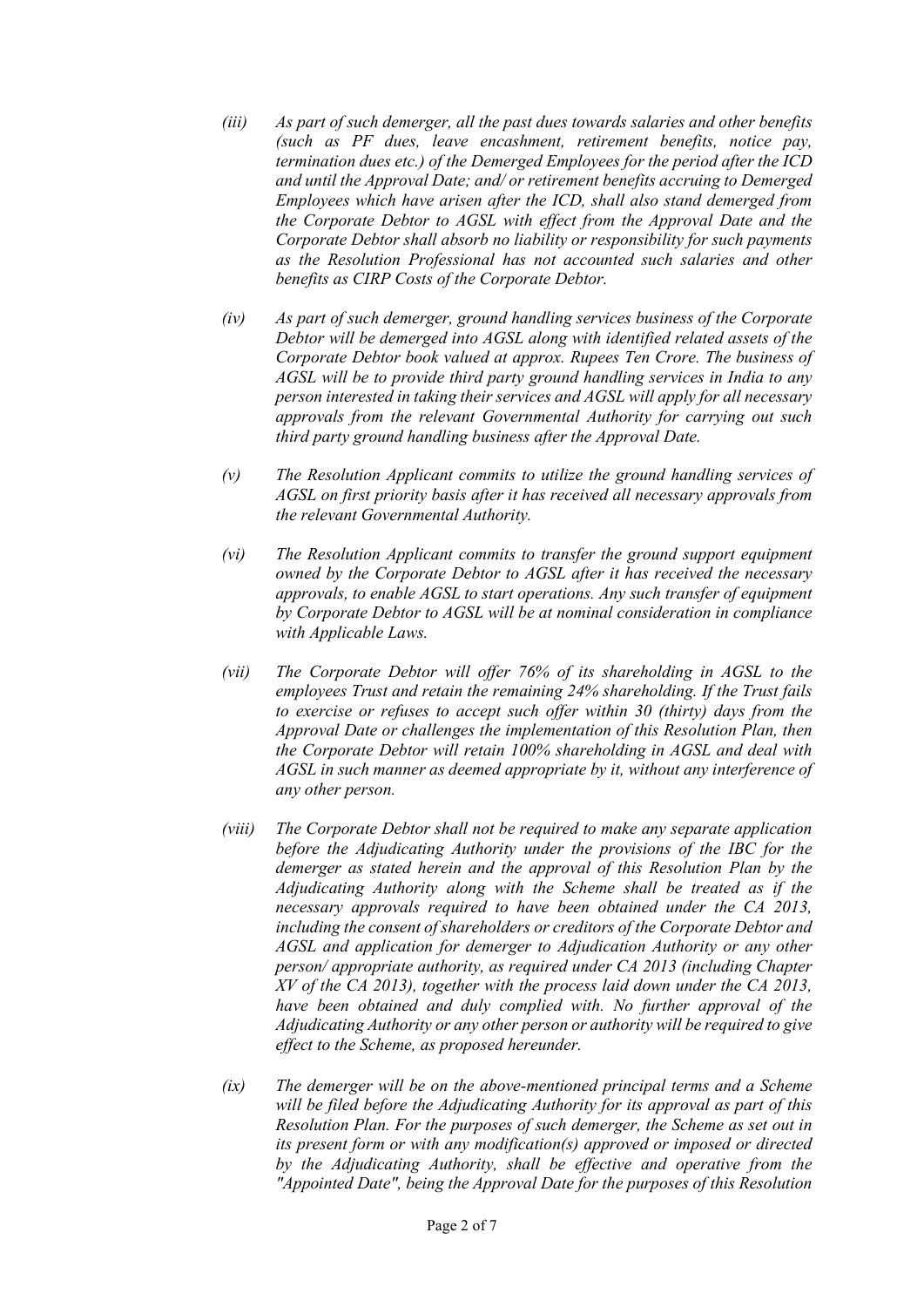*(iii) As part of such demerger, all the past dues towards salaries and other benefits (such as PF dues, leave encashment, retirement benefits, notice pay, termination dues etc.) of the Demerged Employees for the period after the ICD and until the Approval Date; and/ or retirement benefits accruing to Demerged Employees which have arisen after the ICD, shall also stand demerged from the Corporate Debtor to AGSL with effect from the Approval Date and the Corporate Debtor shall absorb no liability or responsibility for such payments as the Resolution Professional has not accounted such salaries and other benefits as CIRP Costs of the Corporate Debtor.*

*(iv) As part of such demerger, ground handling services business of the Corporate Debtor will be demerged into AGSL along with identified related assets of the Corporate Debtor book valued at approx. Rupees Ten Crore. The business of AGSL will be to provide third party ground handling services in India to any person interested in taking their services and AGSL will apply for all necessary approvals from the relevant Governmental Authority for carrying out such third party ground handling business after the Approval Date.*

*(v) The Resolution Applicant commits to utilize the ground handling services of AGSL on first priority basis after it has received all necessary approvals from the relevant Governmental Authority.*

*(vi) The Resolution Applicant commits to transfer the ground support equipment owned by the Corporate Debtor to AGSL after it has received the necessary approvals, to enable AGSL to start operations. Any such transfer of equipment by Corporate Debtor to AGSL will be at nominal consideration in compliance with Applicable Laws.*

*(vii) The Corporate Debtor will offer 76% of its shareholding in AGSL to the employees Trust and retain the remaining 24% shareholding. If the Trust fails to exercise or refuses to accept such offer within 30 (thirty) days from the Approval Date or challenges the implementation of this Resolution Plan, then the Corporate Debtor will retain 100% shareholding in AGSL and deal with AGSL in such manner as deemed appropriate by it, without any interference of any other person.*

*(viii) The Corporate Debtor shall not be required to make any separate application before the Adjudicating Authority under the provisions of the IBC for the demerger as stated herein and the approval of this Resolution Plan by the Adjudicating Authority along with the Scheme shall be treated as if the necessary approvals required to have been obtained under the CA 2013, including the consent of shareholders or creditors of the Corporate Debtor and AGSL and application for demerger to Adjudication Authority or any other person/ appropriate authority, as required under CA 2013 (including Chapter XV of the CA 2013), together with the process laid down under the CA 2013, have been obtained and duly complied with. No further approval of the Adjudicating Authority or any other person or authority will be required to give effect to the Scheme, as proposed hereunder.*

*(ix) The demerger will be on the above-mentioned principal terms and a Scheme will be filed before the Adjudicating Authority for its approval as part of this Resolution Plan. For the purposes of such demerger, the Scheme as set out in its present form or with any modification(s) approved or imposed or directed by the Adjudicating Authority, shall be effective and operative from the "Appointed Date", being the Approval Date for the purposes of this Resolution*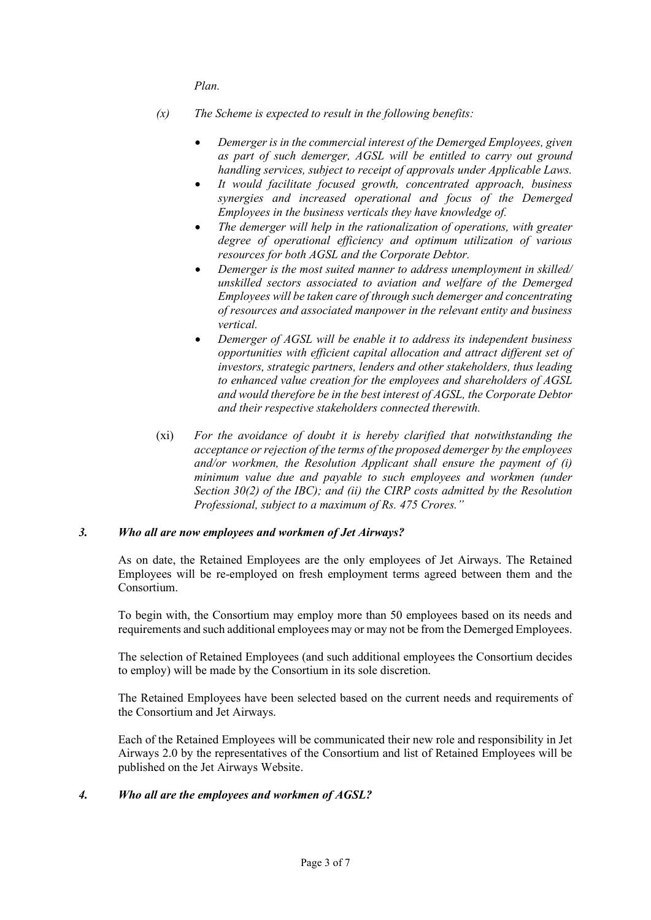*Plan.*

*(x) The Scheme is expected to result in the following benefits:*

- *Demerger is in the commercial interest of the Demerged Employees, given as part of such demerger, AGSL will be entitled to carry out ground handling services, subject to receipt of approvals under Applicable Laws.*
- *It would facilitate focused growth, concentrated approach, business synergies and increased operational and focus of the Demerged Employees in the business verticals they have knowledge of.*
- *The demerger will help in the rationalization of operations, with greater degree of operational efficiency and optimum utilization of various resources for both AGSL and the Corporate Debtor.*
- *Demerger is the most suited manner to address unemployment in skilled/ unskilled sectors associated to aviation and welfare of the Demerged Employees will be taken care of through such demerger and concentrating of resources and associated manpower in the relevant entity and business vertical.*
- *Demerger of AGSL will be enable it to address its independent business opportunities with efficient capital allocation and attract different set of investors, strategic partners, lenders and other stakeholders, thus leading to enhanced value creation for the employees and shareholders of AGSL and would therefore be in the best interest of AGSL, the Corporate Debtor and their respective stakeholders connected therewith.*

(xi) *For the avoidance of doubt it is hereby clarified that notwithstanding the acceptance or rejection of the terms of the proposed demerger by the employees and/or workmen, the Resolution Applicant shall ensure the payment of (i) minimum value due and payable to such employees and workmen (under Section 30(2) of the IBC); and (ii) the CIRP costs admitted by the Resolution Professional, subject to a maximum of Rs. 475 Crores."*

### *3. Who all are now employees and workmen of Jet Airways?*

As on date, the Retained Employees are the only employees of Jet Airways. The Retained Employees will be re-employed on fresh employment terms agreed between them and the Consortium.

To begin with, the Consortium may employ more than 50 employees based on its needs and requirements and such additional employees may or may not be from the Demerged Employees.

The selection of Retained Employees (and such additional employees the Consortium decides to employ) will be made by the Consortium in its sole discretion.

The Retained Employees have been selected based on the current needs and requirements of the Consortium and Jet Airways.

Each of the Retained Employees will be communicated their new role and responsibility in Jet Airways 2.0 by the representatives of the Consortium and list of Retained Employees will be published on the Jet Airways Website.

### *4. Who all are the employees and workmen of AGSL?*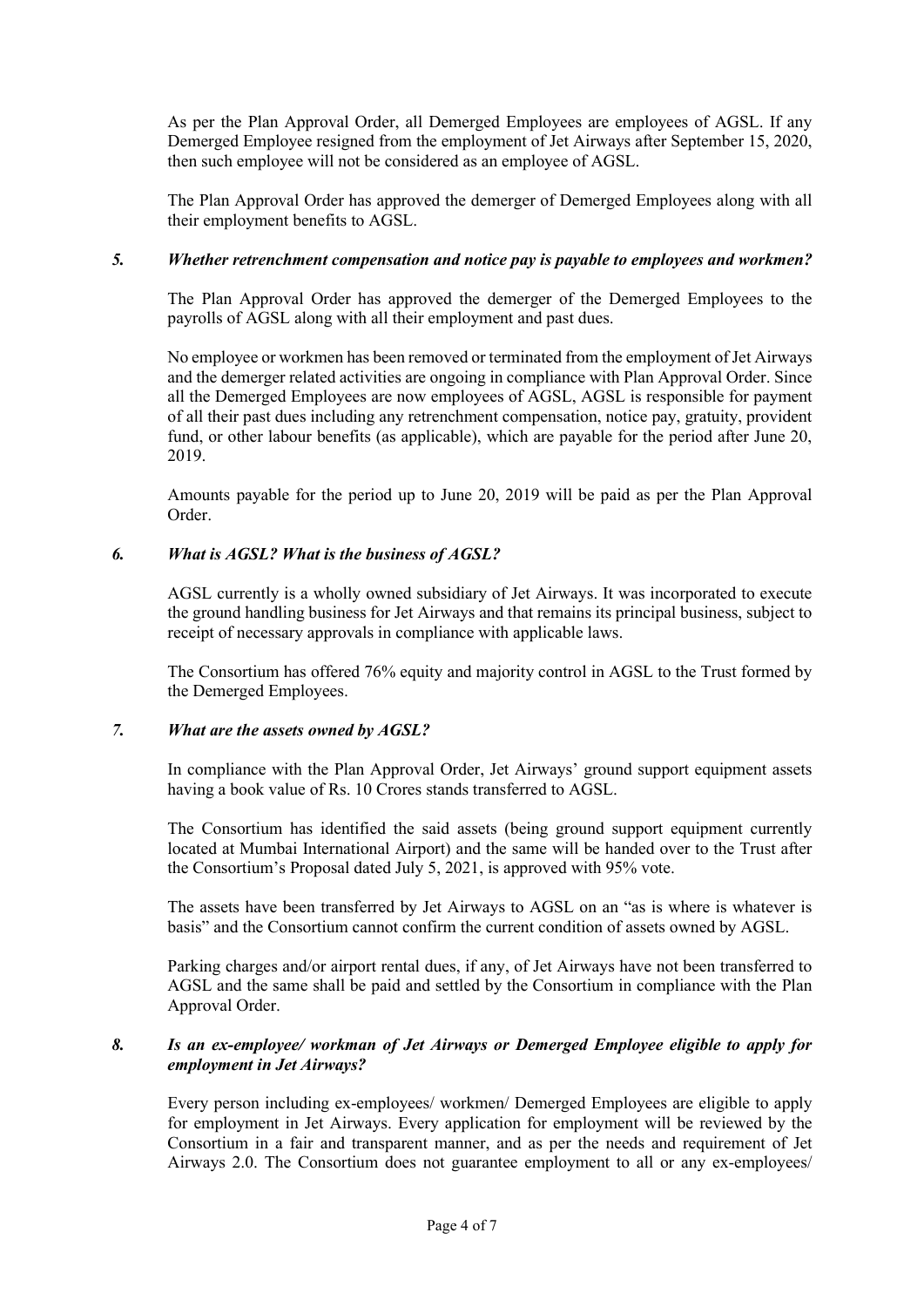As per the Plan Approval Order, all Demerged Employees are employees of AGSL. If any Demerged Employee resigned from the employment of Jet Airways after September 15, 2020, then such employee will not be considered as an employee of AGSL.

The Plan Approval Order has approved the demerger of Demerged Employees along with all their employment benefits to AGSL.

***5. Whether retrenchment compensation and notice pay is payable to employees and workmen?***

The Plan Approval Order has approved the demerger of the Demerged Employees to the payrolls of AGSL along with all their employment and past dues.

No employee or workmen has been removed or terminated from the employment of Jet Airways and the demerger related activities are ongoing in compliance with Plan Approval Order. Since all the Demerged Employees are now employees of AGSL, AGSL is responsible for payment of all their past dues including any retrenchment compensation, notice pay, gratuity, provident fund, or other labour benefits (as applicable), which are payable for the period after June 20, 2019.

Amounts payable for the period up to June 20, 2019 will be paid as per the Plan Approval Order.

***6. What is AGSL? What is the business of AGSL?***

AGSL currently is a wholly owned subsidiary of Jet Airways. It was incorporated to execute the ground handling business for Jet Airways and that remains its principal business, subject to receipt of necessary approvals in compliance with applicable laws.

The Consortium has offered 76% equity and majority control in AGSL to the Trust formed by the Demerged Employees.

***7. What are the assets owned by AGSL?***

In compliance with the Plan Approval Order, Jet Airways' ground support equipment assets having a book value of Rs. 10 Crores stands transferred to AGSL.

The Consortium has identified the said assets (being ground support equipment currently located at Mumbai International Airport) and the same will be handed over to the Trust after the Consortium's Proposal dated July 5, 2021, is approved with 95% vote.

The assets have been transferred by Jet Airways to AGSL on an "as is where is whatever is basis" and the Consortium cannot confirm the current condition of assets owned by AGSL.

Parking charges and/or airport rental dues, if any, of Jet Airways have not been transferred to AGSL and the same shall be paid and settled by the Consortium in compliance with the Plan Approval Order.

***8. Is an ex-employee/ workman of Jet Airways or Demerged Employee eligible to apply for employment in Jet Airways?***

Every person including ex-employees/ workmen/ Demerged Employees are eligible to apply for employment in Jet Airways. Every application for employment will be reviewed by the Consortium in a fair and transparent manner, and as per the needs and requirement of Jet Airways 2.0. The Consortium does not guarantee employment to all or any ex-employees/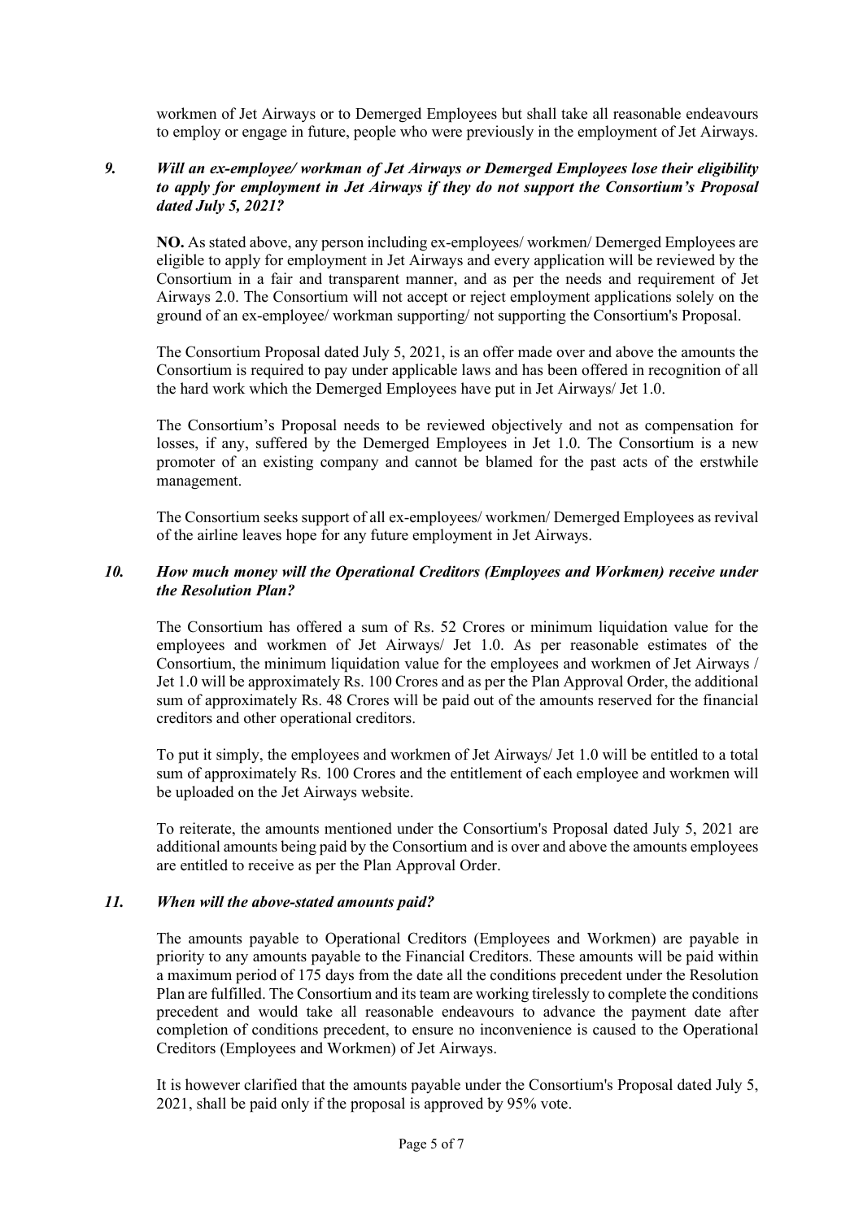workmen of Jet Airways or to Demerged Employees but shall take all reasonable endeavours to employ or engage in future, people who were previously in the employment of Jet Airways.

### *9. Will an ex-employee/ workman of Jet Airways or Demerged Employees lose their eligibility to apply for employment in Jet Airways if they do not support the Consortium's Proposal dated July 5, 2021?*

**NO.** As stated above, any person including ex-employees/ workmen/ Demerged Employees are eligible to apply for employment in Jet Airways and every application will be reviewed by the Consortium in a fair and transparent manner, and as per the needs and requirement of Jet Airways 2.0. The Consortium will not accept or reject employment applications solely on the ground of an ex-employee/ workman supporting/ not supporting the Consortium's Proposal.

The Consortium Proposal dated July 5, 2021, is an offer made over and above the amounts the Consortium is required to pay under applicable laws and has been offered in recognition of all the hard work which the Demerged Employees have put in Jet Airways/ Jet 1.0.

The Consortium's Proposal needs to be reviewed objectively and not as compensation for losses, if any, suffered by the Demerged Employees in Jet 1.0. The Consortium is a new promoter of an existing company and cannot be blamed for the past acts of the erstwhile management.

The Consortium seeks support of all ex-employees/ workmen/ Demerged Employees as revival of the airline leaves hope for any future employment in Jet Airways.

### *10. How much money will the Operational Creditors (Employees and Workmen) receive under the Resolution Plan?*

The Consortium has offered a sum of Rs. 52 Crores or minimum liquidation value for the employees and workmen of Jet Airways/ Jet 1.0. As per reasonable estimates of the Consortium, the minimum liquidation value for the employees and workmen of Jet Airways / Jet 1.0 will be approximately Rs. 100 Crores and as per the Plan Approval Order, the additional sum of approximately Rs. 48 Crores will be paid out of the amounts reserved for the financial creditors and other operational creditors.

To put it simply, the employees and workmen of Jet Airways/ Jet 1.0 will be entitled to a total sum of approximately Rs. 100 Crores and the entitlement of each employee and workmen will be uploaded on the Jet Airways website.

To reiterate, the amounts mentioned under the Consortium's Proposal dated July 5, 2021 are additional amounts being paid by the Consortium and is over and above the amounts employees are entitled to receive as per the Plan Approval Order.

### *11. When will the above-stated amounts paid?*

The amounts payable to Operational Creditors (Employees and Workmen) are payable in priority to any amounts payable to the Financial Creditors. These amounts will be paid within a maximum period of 175 days from the date all the conditions precedent under the Resolution Plan are fulfilled. The Consortium and its team are working tirelessly to complete the conditions precedent and would take all reasonable endeavours to advance the payment date after completion of conditions precedent, to ensure no inconvenience is caused to the Operational Creditors (Employees and Workmen) of Jet Airways.

It is however clarified that the amounts payable under the Consortium's Proposal dated July 5, 2021, shall be paid only if the proposal is approved by 95% vote.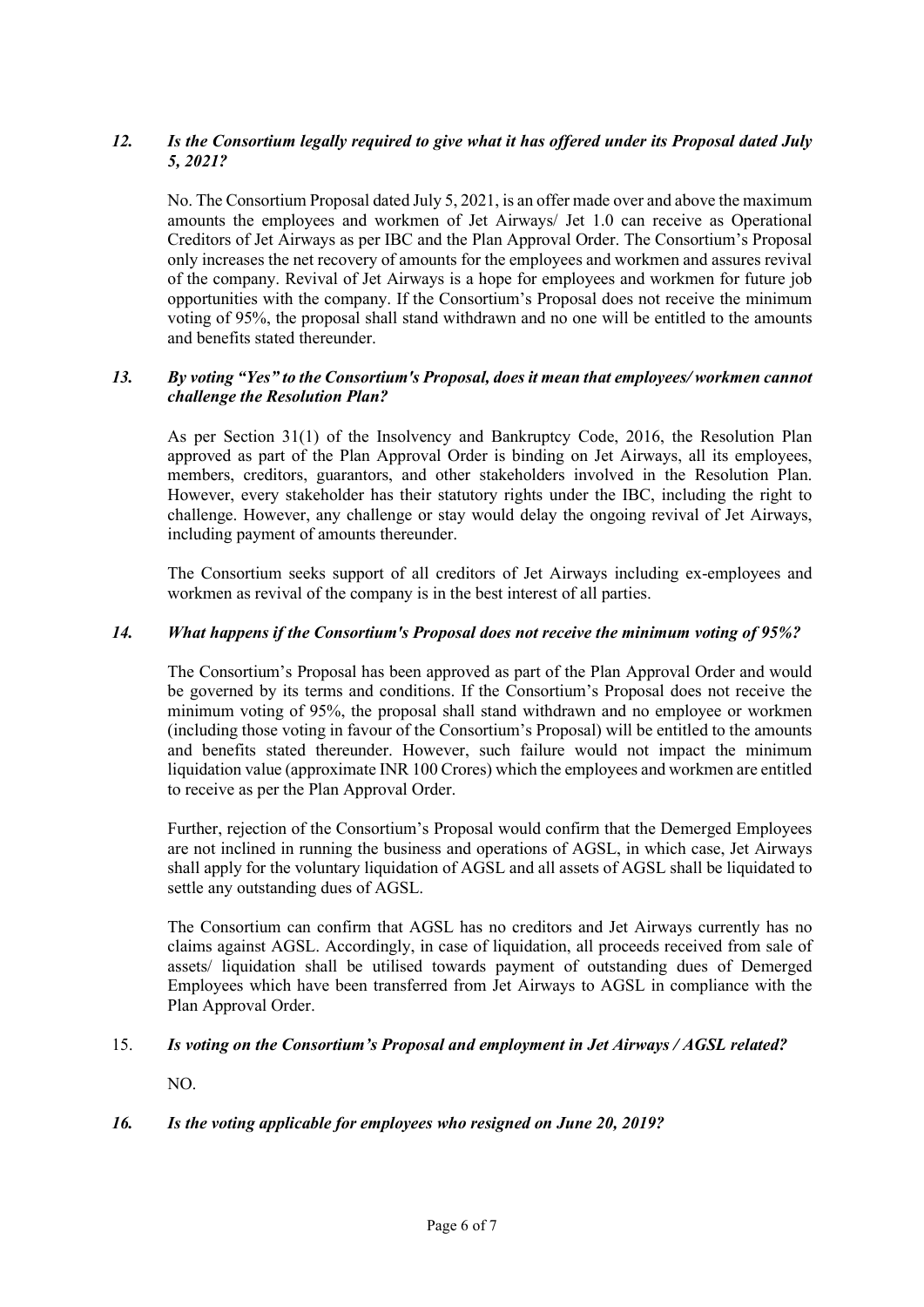### *12. Is the Consortium legally required to give what it has offered under its Proposal dated July 5, 2021?*

No. The Consortium Proposal dated July 5, 2021, is an offer made over and above the maximum amounts the employees and workmen of Jet Airways/ Jet 1.0 can receive as Operational Creditors of Jet Airways as per IBC and the Plan Approval Order. The Consortium's Proposal only increases the net recovery of amounts for the employees and workmen and assures revival of the company. Revival of Jet Airways is a hope for employees and workmen for future job opportunities with the company. If the Consortium's Proposal does not receive the minimum voting of 95%, the proposal shall stand withdrawn and no one will be entitled to the amounts and benefits stated thereunder.

### *13. By voting "Yes" to the Consortium's Proposal, does it mean that employees/ workmen cannot challenge the Resolution Plan?*

As per Section 31(1) of the Insolvency and Bankruptcy Code, 2016, the Resolution Plan approved as part of the Plan Approval Order is binding on Jet Airways, all its employees, members, creditors, guarantors, and other stakeholders involved in the Resolution Plan. However, every stakeholder has their statutory rights under the IBC, including the right to challenge. However, any challenge or stay would delay the ongoing revival of Jet Airways, including payment of amounts thereunder.

The Consortium seeks support of all creditors of Jet Airways including ex-employees and workmen as revival of the company is in the best interest of all parties.

### *14. What happens if the Consortium's Proposal does not receive the minimum voting of 95%?*

The Consortium's Proposal has been approved as part of the Plan Approval Order and would be governed by its terms and conditions. If the Consortium's Proposal does not receive the minimum voting of 95%, the proposal shall stand withdrawn and no employee or workmen (including those voting in favour of the Consortium's Proposal) will be entitled to the amounts and benefits stated thereunder. However, such failure would not impact the minimum liquidation value (approximate INR 100 Crores) which the employees and workmen are entitled to receive as per the Plan Approval Order.

Further, rejection of the Consortium's Proposal would confirm that the Demerged Employees are not inclined in running the business and operations of AGSL, in which case, Jet Airways shall apply for the voluntary liquidation of AGSL and all assets of AGSL shall be liquidated to settle any outstanding dues of AGSL.

The Consortium can confirm that AGSL has no creditors and Jet Airways currently has no claims against AGSL. Accordingly, in case of liquidation, all proceeds received from sale of assets/ liquidation shall be utilised towards payment of outstanding dues of Demerged Employees which have been transferred from Jet Airways to AGSL in compliance with the Plan Approval Order.

### 15. *Is voting on the Consortium's Proposal and employment in Jet Airways / AGSL related?*

NO.

### *16. Is the voting applicable for employees who resigned on June 20, 2019?*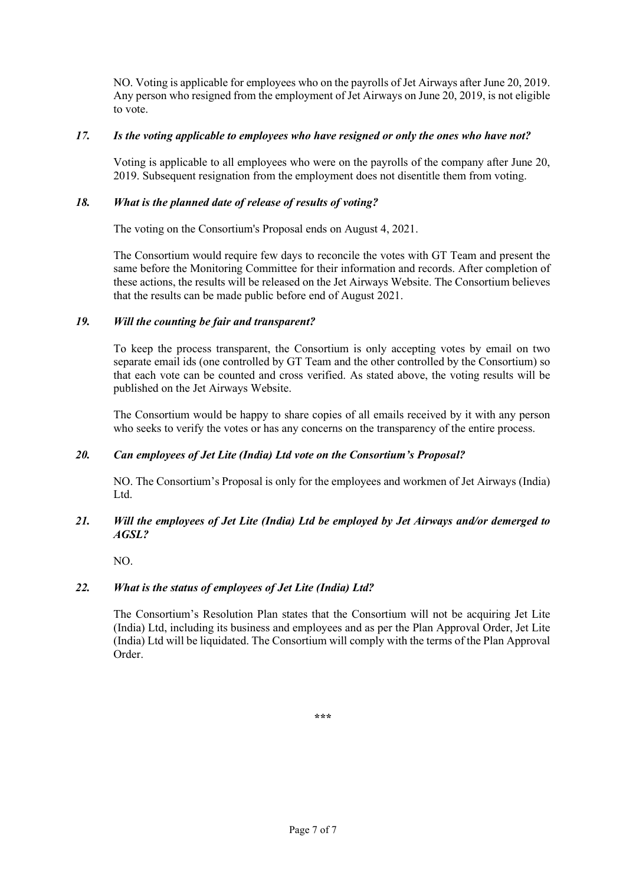NO. Voting is applicable for employees who on the payrolls of Jet Airways after June 20, 2019. Any person who resigned from the employment of Jet Airways on June 20, 2019, is not eligible to vote.

### *17. Is the voting applicable to employees who have resigned or only the ones who have not?*

Voting is applicable to all employees who were on the payrolls of the company after June 20, 2019. Subsequent resignation from the employment does not disentitle them from voting.

### *18. What is the planned date of release of results of voting?*

The voting on the Consortium's Proposal ends on August 4, 2021.

The Consortium would require few days to reconcile the votes with GT Team and present the same before the Monitoring Committee for their information and records. After completion of these actions, the results will be released on the Jet Airways Website. The Consortium believes that the results can be made public before end of August 2021.

### *19. Will the counting be fair and transparent?*

To keep the process transparent, the Consortium is only accepting votes by email on two separate email ids (one controlled by GT Team and the other controlled by the Consortium) so that each vote can be counted and cross verified. As stated above, the voting results will be published on the Jet Airways Website.

The Consortium would be happy to share copies of all emails received by it with any person who seeks to verify the votes or has any concerns on the transparency of the entire process.

### *20. Can employees of Jet Lite (India) Ltd vote on the Consortium's Proposal?*

NO. The Consortium's Proposal is only for the employees and workmen of Jet Airways (India) Ltd.

### *21. Will the employees of Jet Lite (India) Ltd be employed by Jet Airways and/or demerged to AGSL?*

NO.

### *22. What is the status of employees of Jet Lite (India) Ltd?*

The Consortium's Resolution Plan states that the Consortium will not be acquiring Jet Lite (India) Ltd, including its business and employees and as per the Plan Approval Order, Jet Lite (India) Ltd will be liquidated. The Consortium will comply with the terms of the Plan Approval Order.

***